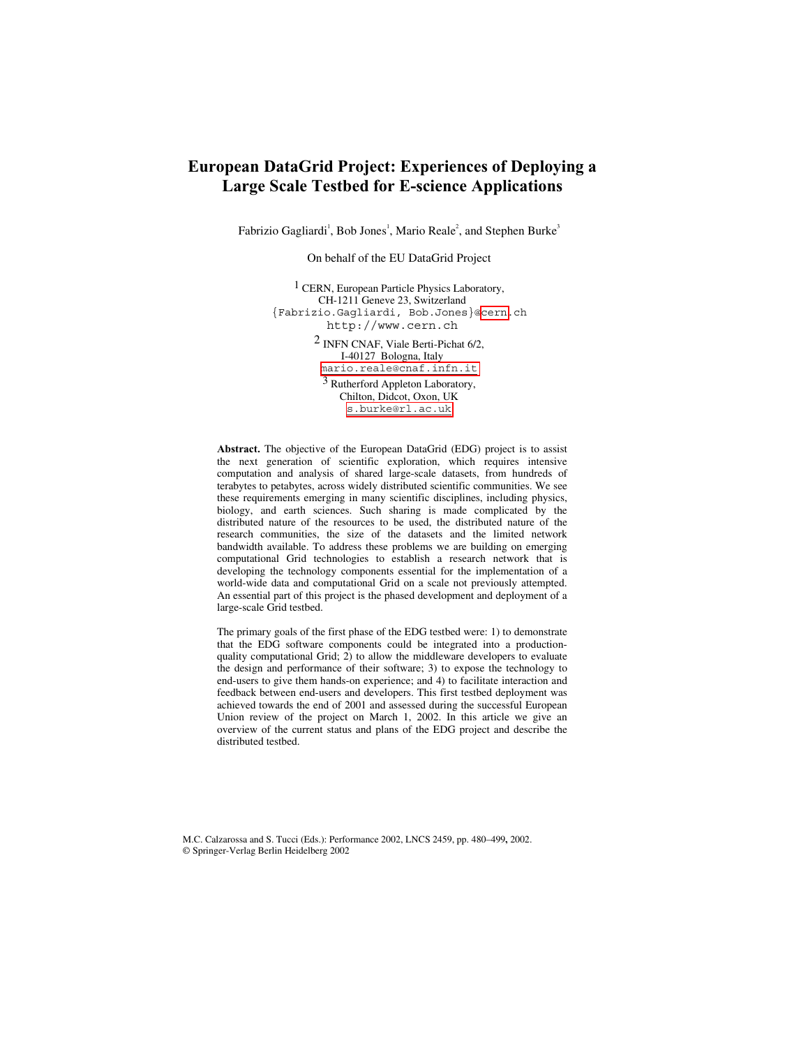# European DataGrid Project: Experiences of Deploying a Large Scale Testbed for E-science Applications

Fabrizio Gagliardi[1], Bob Jones[1], Mario Reale[2], and Stephen Burke[3]

On behalf of the EU DataGrid Project

[1] CERN, European Particle Physics Laboratory,
CH-1211 Geneve 23, Switzerland
{Fabrizio.Gagliardi, Bob.Jones}@cern.ch
http://www.cern.ch

[2] INFN CNAF, Viale Berti-Pichat 6/2,
I-40127 Bologna, Italy
mario.reale@cnaf.infn.it

[3] Rutherford Appleton Laboratory,
Chilton, Didcot, Oxon, UK
s.burke@rl.ac.uk

**Abstract.** The objective of the European DataGrid (EDG) project is to assist the next generation of scientific exploration, which requires intensive computation and analysis of shared large-scale datasets, from hundreds of terabytes to petabytes, across widely distributed scientific communities. We see these requirements emerging in many scientific disciplines, including physics, biology, and earth sciences. Such sharing is made complicated by the distributed nature of the resources to be used, the distributed nature of the research communities, the size of the datasets and the limited network bandwidth available. To address these problems we are building on emerging computational Grid technologies to establish a research network that is developing the technology components essential for the implementation of a world-wide data and computational Grid on a scale not previously attempted. An essential part of this project is the phased development and deployment of a large-scale Grid testbed.

The primary goals of the first phase of the EDG testbed were: 1) to demonstrate that the EDG software components could be integrated into a production-quality computational Grid; 2) to allow the middleware developers to evaluate the design and performance of their software; 3) to expose the technology to end-users to give them hands-on experience; and 4) to facilitate interaction and feedback between end-users and developers. This first testbed deployment was achieved towards the end of 2001 and assessed during the successful European Union review of the project on March 1, 2002. In this article we give an overview of the current status and plans of the EDG project and describe the distributed testbed.

M.C. Calzarossa and S. Tucci (Eds.): Performance 2002, LNCS 2459, pp. 480–499, 2002.
© Springer-Verlag Berlin Heidelberg 2002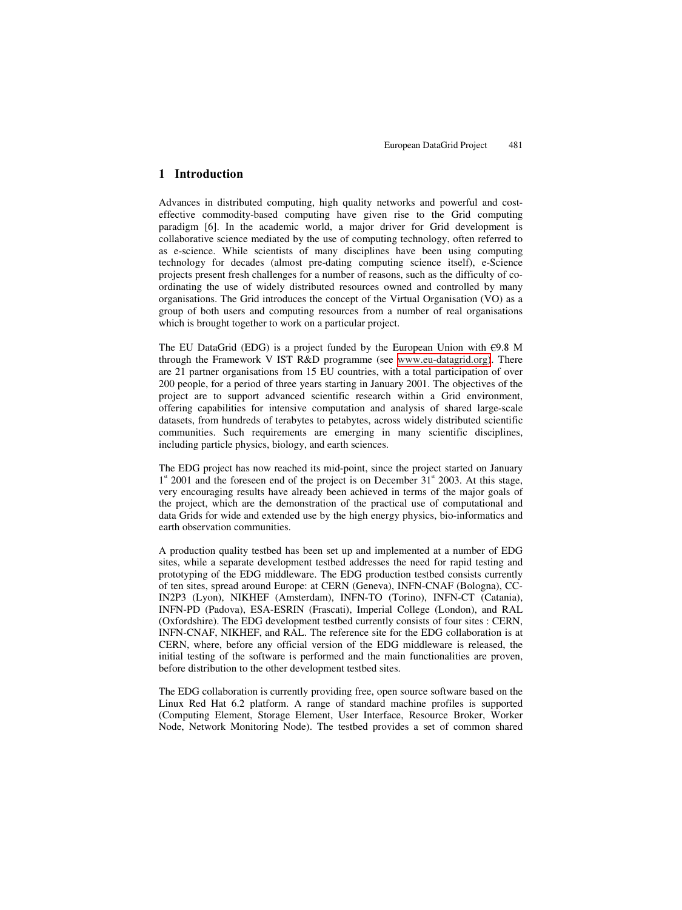## 1 Introduction

Advances in distributed computing, high quality networks and powerful and cost-effective commodity-based computing have given rise to the Grid computing paradigm [6]. In the academic world, a major driver for Grid development is collaborative science mediated by the use of computing technology, often referred to as e-science. While scientists of many disciplines have been using computing technology for decades (almost pre-dating computing science itself), e-Science projects present fresh challenges for a number of reasons, such as the difficulty of co-ordinating the use of widely distributed resources owned and controlled by many organisations. The Grid introduces the concept of the Virtual Organisation (VO) as a group of both users and computing resources from a number of real organisations which is brought together to work on a particular project.

The EU DataGrid (EDG) is a project funded by the European Union with €9.8 M through the Framework V IST R&D programme (see www.eu-datagrid.org). There are 21 partner organisations from 15 EU countries, with a total participation of over 200 people, for a period of three years starting in January 2001. The objectives of the project are to support advanced scientific research within a Grid environment, offering capabilities for intensive computation and analysis of shared large-scale datasets, from hundreds of terabytes to petabytes, across widely distributed scientific communities. Such requirements are emerging in many scientific disciplines, including particle physics, biology, and earth sciences.

The EDG project has now reached its mid-point, since the project started on January 1st 2001 and the foreseen end of the project is on December 31st 2003. At this stage, very encouraging results have already been achieved in terms of the major goals of the project, which are the demonstration of the practical use of computational and data Grids for wide and extended use by the high energy physics, bio-informatics and earth observation communities.

A production quality testbed has been set up and implemented at a number of EDG sites, while a separate development testbed addresses the need for rapid testing and prototyping of the EDG middleware. The EDG production testbed consists currently of ten sites, spread around Europe: at CERN (Geneva), INFN-CNAF (Bologna), CC-IN2P3 (Lyon), NIKHEF (Amsterdam), INFN-TO (Torino), INFN-CT (Catania), INFN-PD (Padova), ESA-ESRIN (Frascati), Imperial College (London), and RAL (Oxfordshire). The EDG development testbed currently consists of four sites : CERN, INFN-CNAF, NIKHEF, and RAL. The reference site for the EDG collaboration is at CERN, where, before any official version of the EDG middleware is released, the initial testing of the software is performed and the main functionalities are proven, before distribution to the other development testbed sites.

The EDG collaboration is currently providing free, open source software based on the Linux Red Hat 6.2 platform. A range of standard machine profiles is supported (Computing Element, Storage Element, User Interface, Resource Broker, Worker Node, Network Monitoring Node). The testbed provides a set of common shared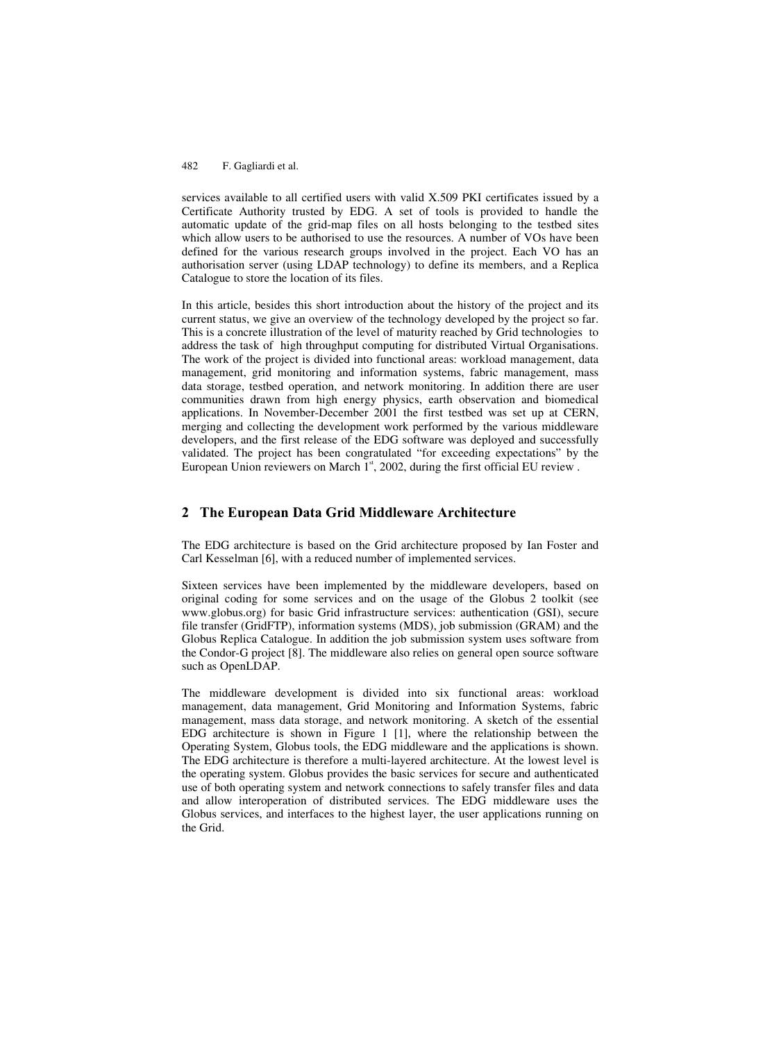services available to all certified users with valid X.509 PKI certificates issued by a Certificate Authority trusted by EDG. A set of tools is provided to handle the automatic update of the grid-map files on all hosts belonging to the testbed sites which allow users to be authorised to use the resources. A number of VOs have been defined for the various research groups involved in the project. Each VO has an authorisation server (using LDAP technology) to define its members, and a Replica Catalogue to store the location of its files.

In this article, besides this short introduction about the history of the project and its current status, we give an overview of the technology developed by the project so far. This is a concrete illustration of the level of maturity reached by Grid technologies to address the task of high throughput computing for distributed Virtual Organisations. The work of the project is divided into functional areas: workload management, data management, grid monitoring and information systems, fabric management, mass data storage, testbed operation, and network monitoring. In addition there are user communities drawn from high energy physics, earth observation and biomedical applications. In November-December 2001 the first testbed was set up at CERN, merging and collecting the development work performed by the various middleware developers, and the first release of the EDG software was deployed and successfully validated. The project has been congratulated "for exceeding expectations" by the European Union reviewers on March 1st, 2002, during the first official EU review .

## 2 The European Data Grid Middleware Architecture

The EDG architecture is based on the Grid architecture proposed by Ian Foster and Carl Kesselman [6], with a reduced number of implemented services.

Sixteen services have been implemented by the middleware developers, based on original coding for some services and on the usage of the Globus 2 toolkit (see www.globus.org) for basic Grid infrastructure services: authentication (GSI), secure file transfer (GridFTP), information systems (MDS), job submission (GRAM) and the Globus Replica Catalogue. In addition the job submission system uses software from the Condor-G project [8]. The middleware also relies on general open source software such as OpenLDAP.

The middleware development is divided into six functional areas: workload management, data management, Grid Monitoring and Information Systems, fabric management, mass data storage, and network monitoring. A sketch of the essential EDG architecture is shown in Figure 1 [1], where the relationship between the Operating System, Globus tools, the EDG middleware and the applications is shown. The EDG architecture is therefore a multi-layered architecture. At the lowest level is the operating system. Globus provides the basic services for secure and authenticated use of both operating system and network connections to safely transfer files and data and allow interoperation of distributed services. The EDG middleware uses the Globus services, and interfaces to the highest layer, the user applications running on the Grid.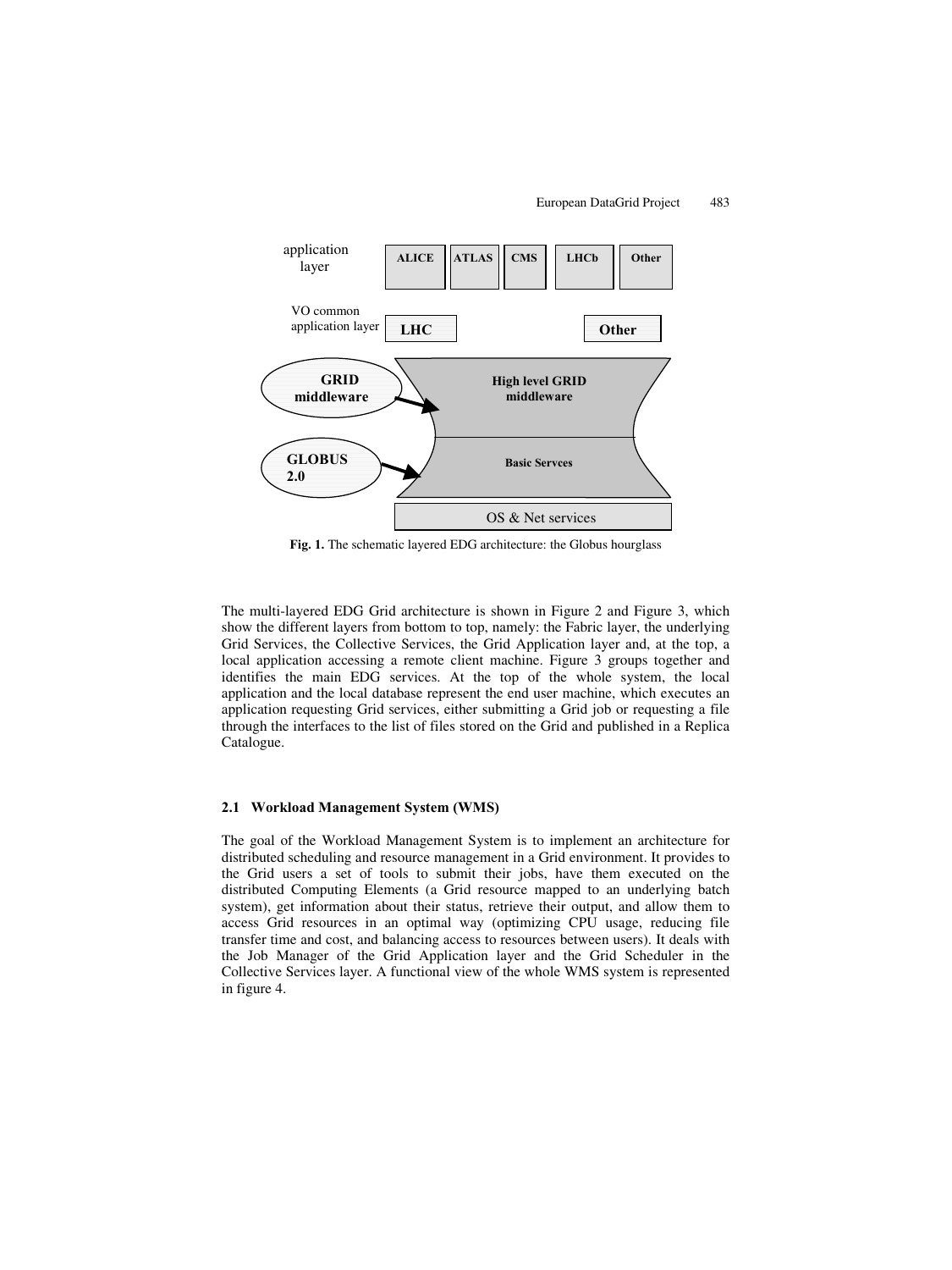application layer

ALICE | ATLAS | CMS | LHCb | Other

VO common application layer

LHC | Other

GRID middleware

High level GRID middleware

GLOBUS 2.0

Basic Servces

OS & Net services

**Fig. 1.** The schematic layered EDG architecture: the Globus hourglass

The multi-layered EDG Grid architecture is shown in Figure 2 and Figure 3, which show the different layers from bottom to top, namely: the Fabric layer, the underlying Grid Services, the Collective Services, the Grid Application layer and, at the top, a local application accessing a remote client machine. Figure 3 groups together and identifies the main EDG services. At the top of the whole system, the local application and the local database represent the end user machine, which executes an application requesting Grid services, either submitting a Grid job or requesting a file through the interfaces to the list of files stored on the Grid and published in a Replica Catalogue.

### 2.1 Workload Management System (WMS)

The goal of the Workload Management System is to implement an architecture for distributed scheduling and resource management in a Grid environment. It provides to the Grid users a set of tools to submit their jobs, have them executed on the distributed Computing Elements (a Grid resource mapped to an underlying batch system), get information about their status, retrieve their output, and allow them to access Grid resources in an optimal way (optimizing CPU usage, reducing file transfer time and cost, and balancing access to resources between users). It deals with the Job Manager of the Grid Application layer and the Grid Scheduler in the Collective Services layer. A functional view of the whole WMS system is represented in figure 4.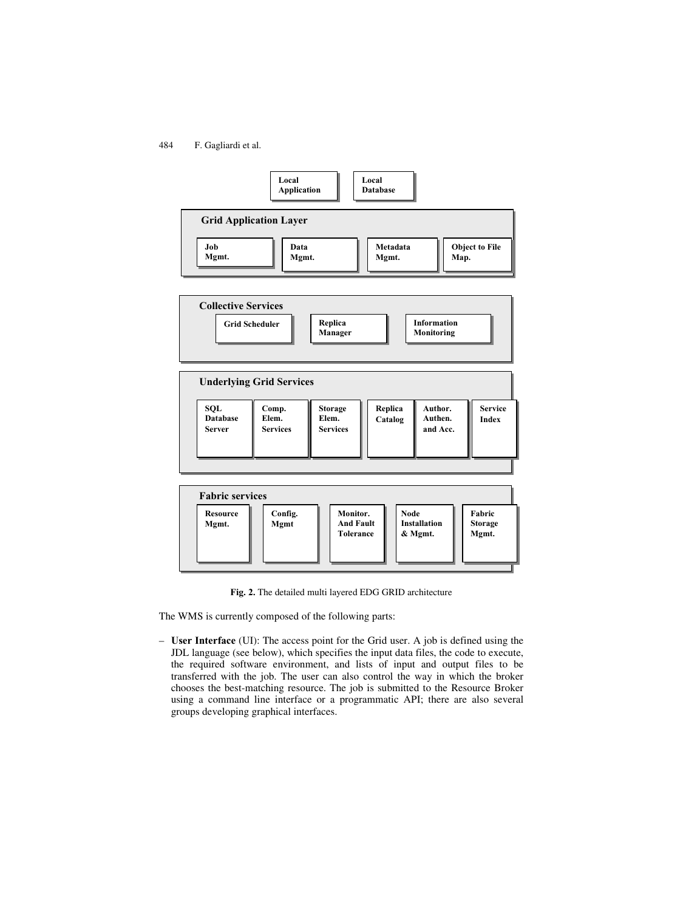Local Application

Local Database

Grid Application Layer

Job Mgmt.

Data Mgmt.

Metadata Mgmt.

Object to File Map.

Collective Services

Grid Scheduler

Replica Manager

Information Monitoring

Underlying Grid Services

SQL Database Server

Comp. Elem. Services

Storage Elem. Services

Replica Catalog

Author. Authen. and Acc.

Service Index

Fabric services

Resource Mgmt.

Config. Mgmt

Monitor. And Fault Tolerance

Node Installation & Mgmt.

Fabric Storage Mgmt.

**Fig. 2.** The detailed multi layered EDG GRID architecture

The WMS is currently composed of the following parts:

– **User Interface** (UI): The access point for the Grid user. A job is defined using the JDL language (see below), which specifies the input data files, the code to execute, the required software environment, and lists of input and output files to be transferred with the job. The user can also control the way in which the broker chooses the best-matching resource. The job is submitted to the Resource Broker using a command line interface or a programmatic API; there are also several groups developing graphical interfaces.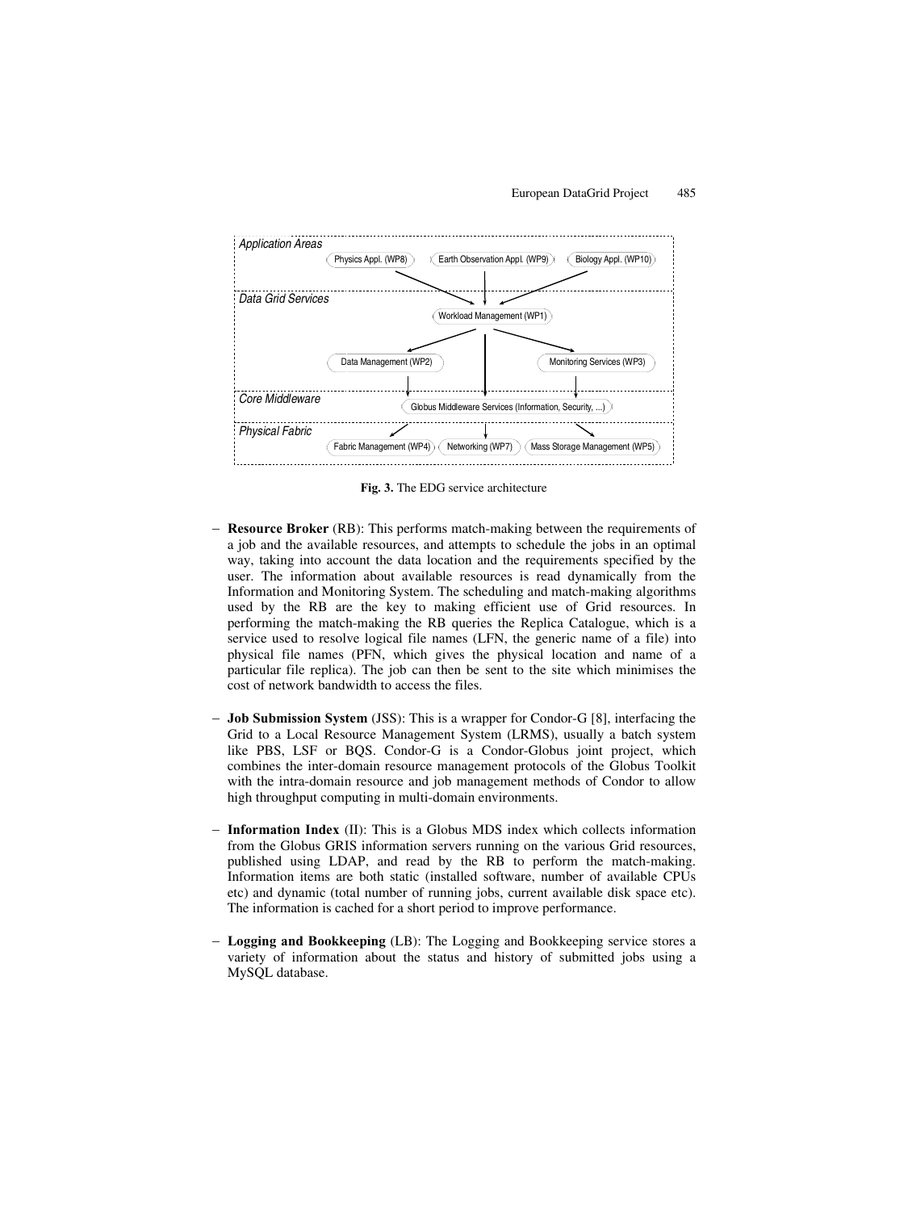Application Areas

Physics Appl. (WP8)

Earth Observation Appl. (WP9)

Biology Appl. (WP10)

Data Grid Services

Workload Management (WP1)

Data Management (WP2)

Monitoring Services (WP3)

Core Middleware

Globus Middleware Services (Information, Security, ...)

Physical Fabric

Fabric Management (WP4)

Networking (WP7)

Mass Storage Management (WP5)

**Fig. 3.** The EDG service architecture

- **Resource Broker** (RB): This performs match-making between the requirements of a job and the available resources, and attempts to schedule the jobs in an optimal way, taking into account the data location and the requirements specified by the user. The information about available resources is read dynamically from the Information and Monitoring System. The scheduling and match-making algorithms used by the RB are the key to making efficient use of Grid resources. In performing the match-making the RB queries the Replica Catalogue, which is a service used to resolve logical file names (LFN, the generic name of a file) into physical file names (PFN, which gives the physical location and name of a particular file replica). The job can then be sent to the site which minimises the cost of network bandwidth to access the files.

- **Job Submission System** (JSS): This is a wrapper for Condor-G [8], interfacing the Grid to a Local Resource Management System (LRMS), usually a batch system like PBS, LSF or BQS. Condor-G is a Condor-Globus joint project, which combines the inter-domain resource management protocols of the Globus Toolkit with the intra-domain resource and job management methods of Condor to allow high throughput computing in multi-domain environments.

- **Information Index** (II): This is a Globus MDS index which collects information from the Globus GRIS information servers running on the various Grid resources, published using LDAP, and read by the RB to perform the match-making. Information items are both static (installed software, number of available CPUs etc) and dynamic (total number of running jobs, current available disk space etc). The information is cached for a short period to improve performance.

- **Logging and Bookkeeping** (LB): The Logging and Bookkeeping service stores a variety of information about the status and history of submitted jobs using a MySQL database.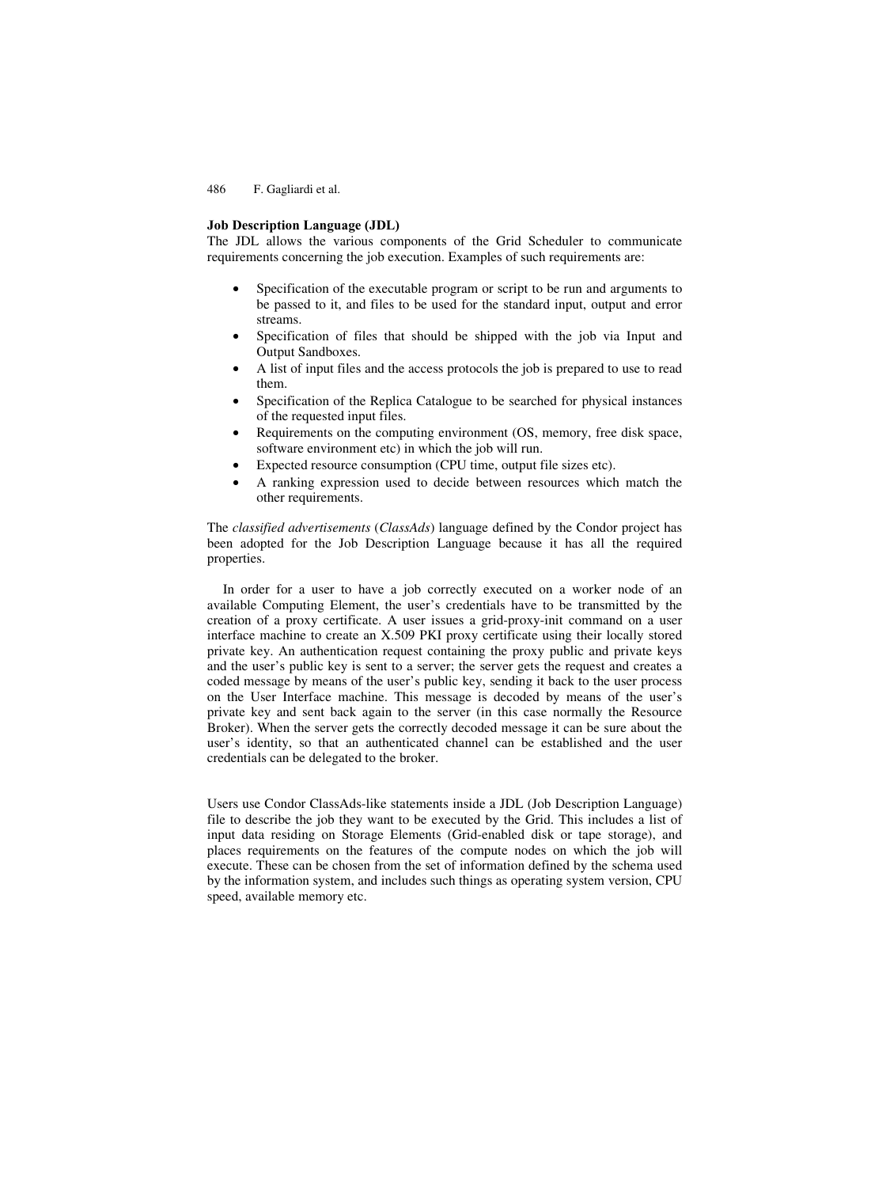**Job Description Language (JDL)**

The JDL allows the various components of the Grid Scheduler to communicate requirements concerning the job execution. Examples of such requirements are:

- Specification of the executable program or script to be run and arguments to be passed to it, and files to be used for the standard input, output and error streams.
- Specification of files that should be shipped with the job via Input and Output Sandboxes.
- A list of input files and the access protocols the job is prepared to use to read them.
- Specification of the Replica Catalogue to be searched for physical instances of the requested input files.
- Requirements on the computing environment (OS, memory, free disk space, software environment etc) in which the job will run.
- Expected resource consumption (CPU time, output file sizes etc).
- A ranking expression used to decide between resources which match the other requirements.

The *classified advertisements* (*ClassAds*) language defined by the Condor project has been adopted for the Job Description Language because it has all the required properties.

In order for a user to have a job correctly executed on a worker node of an available Computing Element, the user's credentials have to be transmitted by the creation of a proxy certificate. A user issues a grid-proxy-init command on a user interface machine to create an X.509 PKI proxy certificate using their locally stored private key. An authentication request containing the proxy public and private keys and the user's public key is sent to a server; the server gets the request and creates a coded message by means of the user's public key, sending it back to the user process on the User Interface machine. This message is decoded by means of the user's private key and sent back again to the server (in this case normally the Resource Broker). When the server gets the correctly decoded message it can be sure about the user's identity, so that an authenticated channel can be established and the user credentials can be delegated to the broker.

Users use Condor ClassAds-like statements inside a JDL (Job Description Language) file to describe the job they want to be executed by the Grid. This includes a list of input data residing on Storage Elements (Grid-enabled disk or tape storage), and places requirements on the features of the compute nodes on which the job will execute. These can be chosen from the set of information defined by the schema used by the information system, and includes such things as operating system version, CPU speed, available memory etc.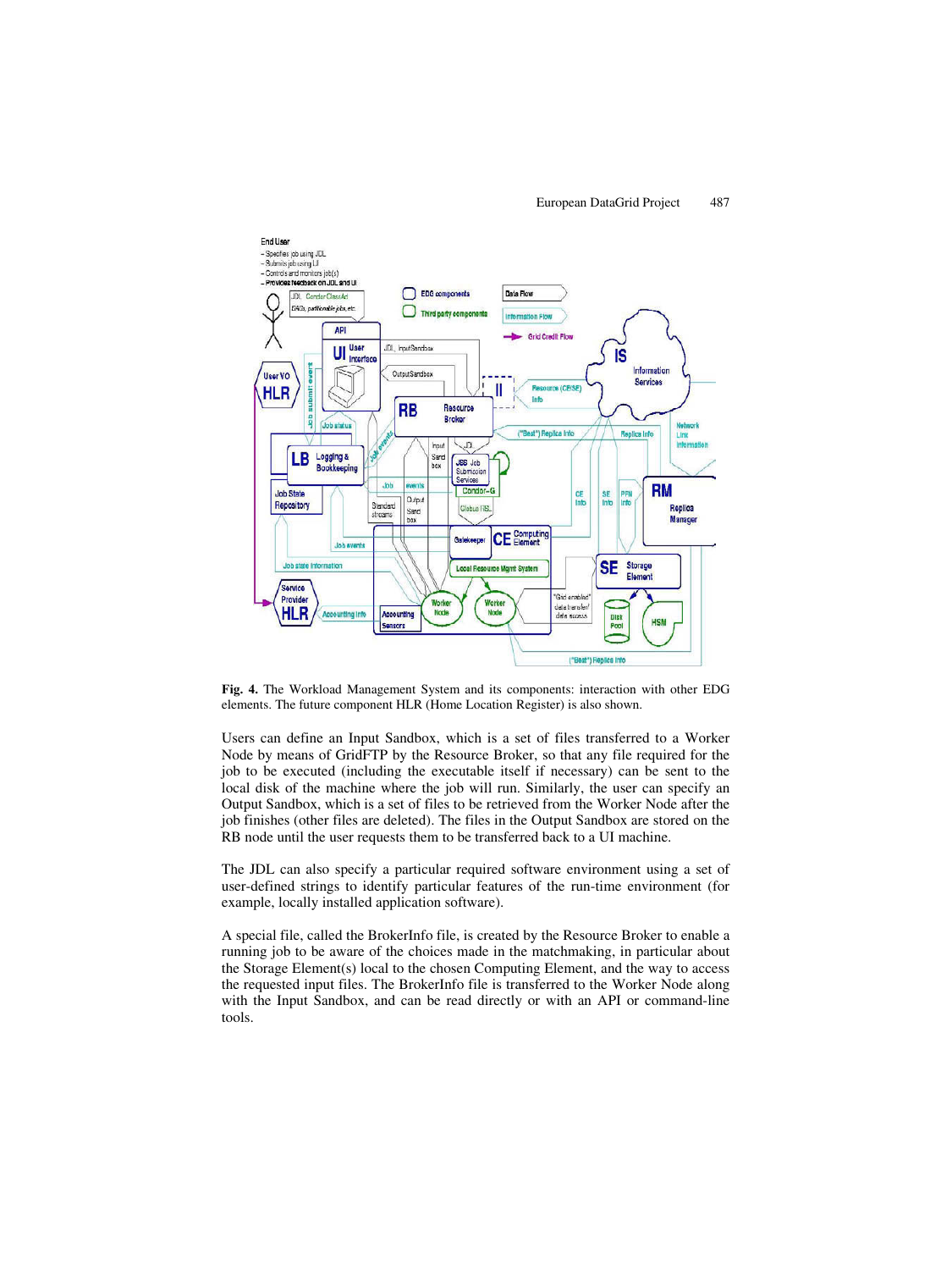**Fig. 4.** The Workload Management System and its components: interaction with other EDG elements. The future component HLR (Home Location Register) is also shown.

Users can define an Input Sandbox, which is a set of files transferred to a Worker Node by means of GridFTP by the Resource Broker, so that any file required for the job to be executed (including the executable itself if necessary) can be sent to the local disk of the machine where the job will run. Similarly, the user can specify an Output Sandbox, which is a set of files to be retrieved from the Worker Node after the job finishes (other files are deleted). The files in the Output Sandbox are stored on the RB node until the user requests them to be transferred back to a UI machine.

The JDL can also specify a particular required software environment using a set of user-defined strings to identify particular features of the run-time environment (for example, locally installed application software).

A special file, called the BrokerInfo file, is created by the Resource Broker to enable a running job to be aware of the choices made in the matchmaking, in particular about the Storage Element(s) local to the chosen Computing Element, and the way to access the requested input files. The BrokerInfo file is transferred to the Worker Node along with the Input Sandbox, and can be read directly or with an API or command-line tools.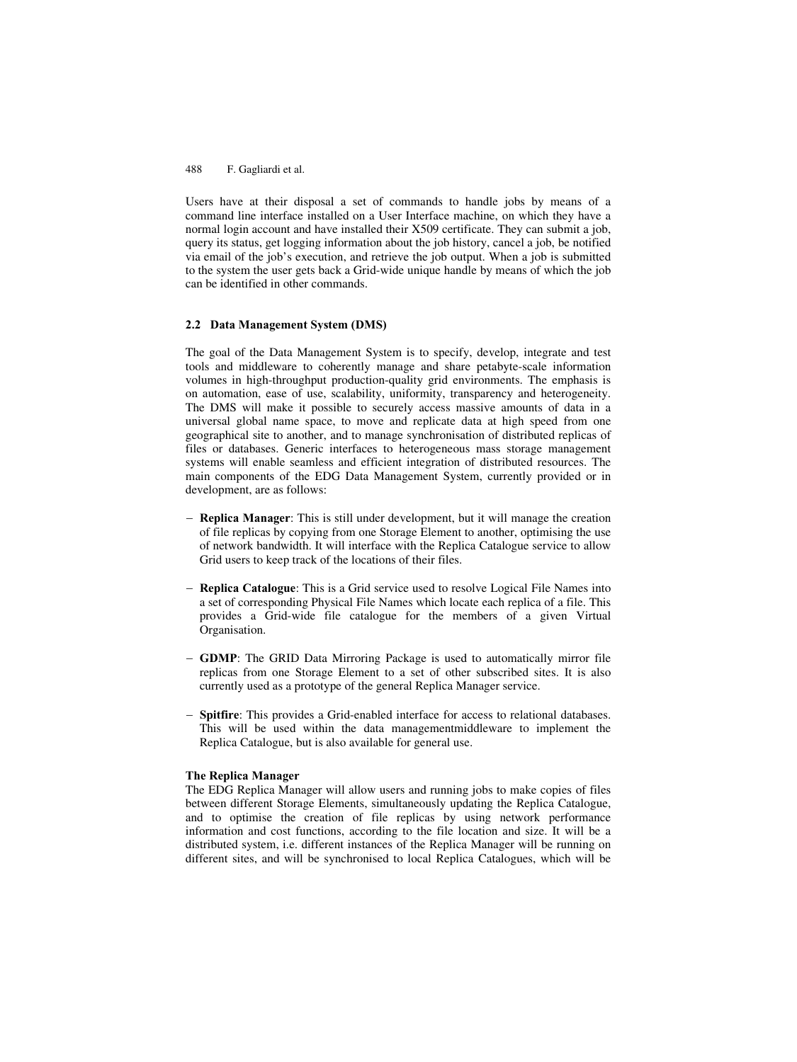Users have at their disposal a set of commands to handle jobs by means of a command line interface installed on a User Interface machine, on which they have a normal login account and have installed their X509 certificate. They can submit a job, query its status, get logging information about the job history, cancel a job, be notified via email of the job's execution, and retrieve the job output. When a job is submitted to the system the user gets back a Grid-wide unique handle by means of which the job can be identified in other commands.

### 2.2 Data Management System (DMS)

The goal of the Data Management System is to specify, develop, integrate and test tools and middleware to coherently manage and share petabyte-scale information volumes in high-throughput production-quality grid environments. The emphasis is on automation, ease of use, scalability, uniformity, transparency and heterogeneity. The DMS will make it possible to securely access massive amounts of data in a universal global name space, to move and replicate data at high speed from one geographical site to another, and to manage synchronisation of distributed replicas of files or databases. Generic interfaces to heterogeneous mass storage management systems will enable seamless and efficient integration of distributed resources. The main components of the EDG Data Management System, currently provided or in development, are as follows:

- **Replica Manager**: This is still under development, but it will manage the creation of file replicas by copying from one Storage Element to another, optimising the use of network bandwidth. It will interface with the Replica Catalogue service to allow Grid users to keep track of the locations of their files.
- **Replica Catalogue**: This is a Grid service used to resolve Logical File Names into a set of corresponding Physical File Names which locate each replica of a file. This provides a Grid-wide file catalogue for the members of a given Virtual Organisation.
- **GDMP**: The GRID Data Mirroring Package is used to automatically mirror file replicas from one Storage Element to a set of other subscribed sites. It is also currently used as a prototype of the general Replica Manager service.
- **Spitfire**: This provides a Grid-enabled interface for access to relational databases. This will be used within the data managementmiddleware to implement the Replica Catalogue, but is also available for general use.

**The Replica Manager**

The EDG Replica Manager will allow users and running jobs to make copies of files between different Storage Elements, simultaneously updating the Replica Catalogue, and to optimise the creation of file replicas by using network performance information and cost functions, according to the file location and size. It will be a distributed system, i.e. different instances of the Replica Manager will be running on different sites, and will be synchronised to local Replica Catalogues, which will be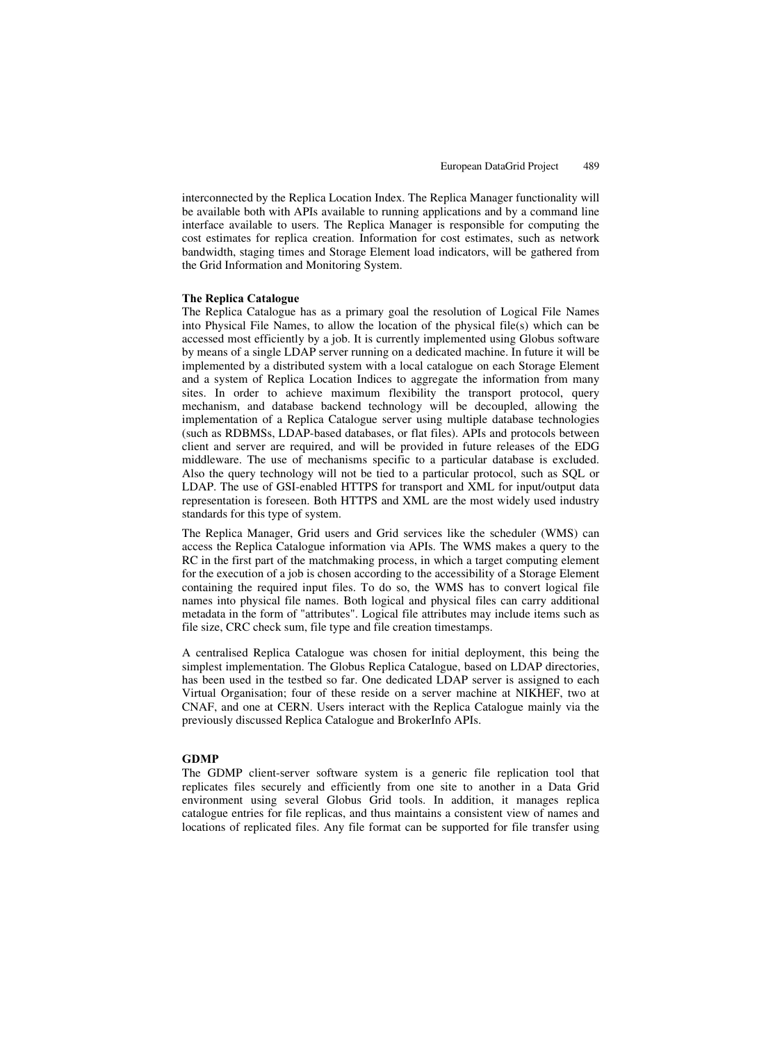interconnected by the Replica Location Index. The Replica Manager functionality will be available both with APIs available to running applications and by a command line interface available to users. The Replica Manager is responsible for computing the cost estimates for replica creation. Information for cost estimates, such as network bandwidth, staging times and Storage Element load indicators, will be gathered from the Grid Information and Monitoring System.

**The Replica Catalogue**

The Replica Catalogue has as a primary goal the resolution of Logical File Names into Physical File Names, to allow the location of the physical file(s) which can be accessed most efficiently by a job. It is currently implemented using Globus software by means of a single LDAP server running on a dedicated machine. In future it will be implemented by a distributed system with a local catalogue on each Storage Element and a system of Replica Location Indices to aggregate the information from many sites. In order to achieve maximum flexibility the transport protocol, query mechanism, and database backend technology will be decoupled, allowing the implementation of a Replica Catalogue server using multiple database technologies (such as RDBMSs, LDAP-based databases, or flat files). APIs and protocols between client and server are required, and will be provided in future releases of the EDG middleware. The use of mechanisms specific to a particular database is excluded. Also the query technology will not be tied to a particular protocol, such as SQL or LDAP. The use of GSI-enabled HTTPS for transport and XML for input/output data representation is foreseen. Both HTTPS and XML are the most widely used industry standards for this type of system.

The Replica Manager, Grid users and Grid services like the scheduler (WMS) can access the Replica Catalogue information via APIs. The WMS makes a query to the RC in the first part of the matchmaking process, in which a target computing element for the execution of a job is chosen according to the accessibility of a Storage Element containing the required input files. To do so, the WMS has to convert logical file names into physical file names. Both logical and physical files can carry additional metadata in the form of "attributes". Logical file attributes may include items such as file size, CRC check sum, file type and file creation timestamps.

A centralised Replica Catalogue was chosen for initial deployment, this being the simplest implementation. The Globus Replica Catalogue, based on LDAP directories, has been used in the testbed so far. One dedicated LDAP server is assigned to each Virtual Organisation; four of these reside on a server machine at NIKHEF, two at CNAF, and one at CERN. Users interact with the Replica Catalogue mainly via the previously discussed Replica Catalogue and BrokerInfo APIs.

**GDMP**

The GDMP client-server software system is a generic file replication tool that replicates files securely and efficiently from one site to another in a Data Grid environment using several Globus Grid tools. In addition, it manages replica catalogue entries for file replicas, and thus maintains a consistent view of names and locations of replicated files. Any file format can be supported for file transfer using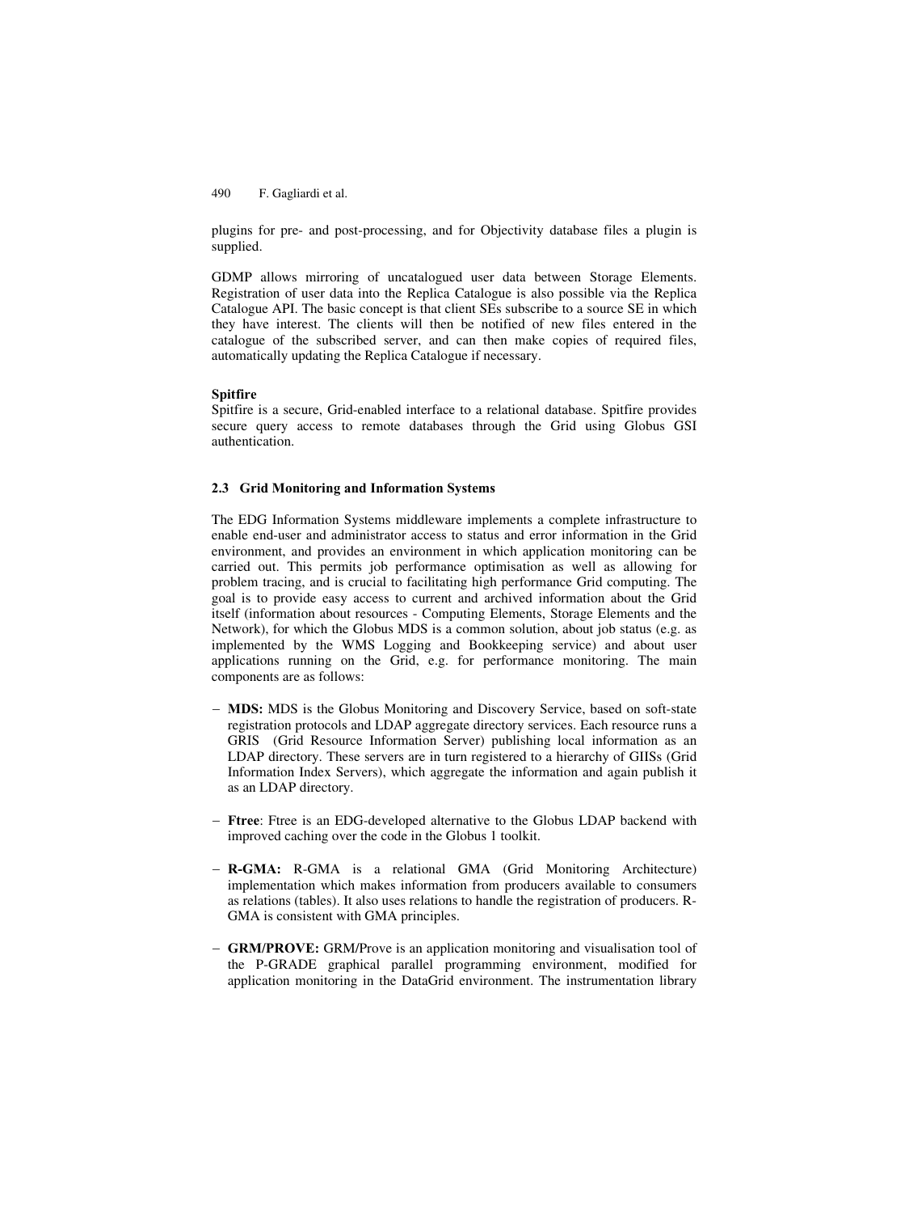plugins for pre- and post-processing, and for Objectivity database files a plugin is supplied.

GDMP allows mirroring of uncatalogued user data between Storage Elements. Registration of user data into the Replica Catalogue is also possible via the Replica Catalogue API. The basic concept is that client SEs subscribe to a source SE in which they have interest. The clients will then be notified of new files entered in the catalogue of the subscribed server, and can then make copies of required files, automatically updating the Replica Catalogue if necessary.

**Spitfire**

Spitfire is a secure, Grid-enabled interface to a relational database. Spitfire provides secure query access to remote databases through the Grid using Globus GSI authentication.

### 2.3 Grid Monitoring and Information Systems

The EDG Information Systems middleware implements a complete infrastructure to enable end-user and administrator access to status and error information in the Grid environment, and provides an environment in which application monitoring can be carried out. This permits job performance optimisation as well as allowing for problem tracing, and is crucial to facilitating high performance Grid computing. The goal is to provide easy access to current and archived information about the Grid itself (information about resources - Computing Elements, Storage Elements and the Network), for which the Globus MDS is a common solution, about job status (e.g. as implemented by the WMS Logging and Bookkeeping service) and about user applications running on the Grid, e.g. for performance monitoring. The main components are as follows:

- **MDS:** MDS is the Globus Monitoring and Discovery Service, based on soft-state registration protocols and LDAP aggregate directory services. Each resource runs a GRIS (Grid Resource Information Server) publishing local information as an LDAP directory. These servers are in turn registered to a hierarchy of GIISs (Grid Information Index Servers), which aggregate the information and again publish it as an LDAP directory.

- **Ftree**: Ftree is an EDG-developed alternative to the Globus LDAP backend with improved caching over the code in the Globus 1 toolkit.

- **R-GMA:** R-GMA is a relational GMA (Grid Monitoring Architecture) implementation which makes information from producers available to consumers as relations (tables). It also uses relations to handle the registration of producers. R-GMA is consistent with GMA principles.

- **GRM/PROVE:** GRM/Prove is an application monitoring and visualisation tool of the P-GRADE graphical parallel programming environment, modified for application monitoring in the DataGrid environment. The instrumentation library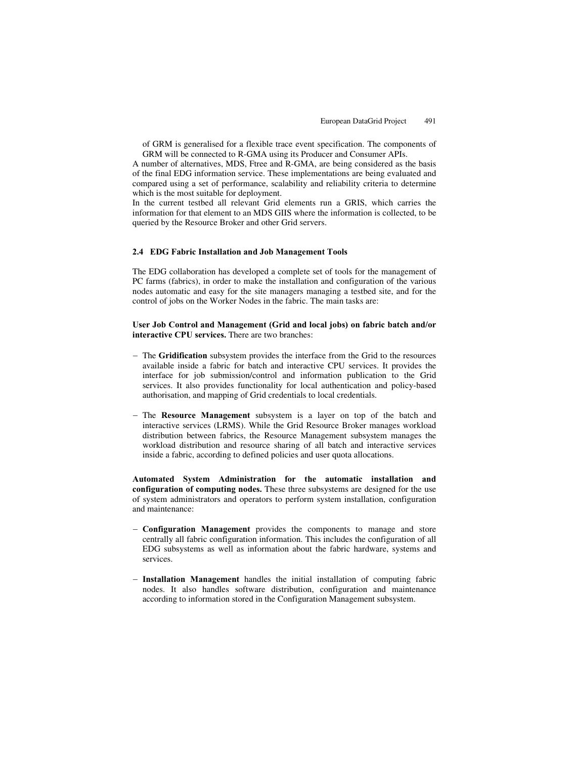of GRM is generalised for a flexible trace event specification. The components of GRM will be connected to R-GMA using its Producer and Consumer APIs.

A number of alternatives, MDS, Ftree and R-GMA, are being considered as the basis of the final EDG information service. These implementations are being evaluated and compared using a set of performance, scalability and reliability criteria to determine which is the most suitable for deployment.

In the current testbed all relevant Grid elements run a GRIS, which carries the information for that element to an MDS GIIS where the information is collected, to be queried by the Resource Broker and other Grid servers.

### 2.4 EDG Fabric Installation and Job Management Tools

The EDG collaboration has developed a complete set of tools for the management of PC farms (fabrics), in order to make the installation and configuration of the various nodes automatic and easy for the site managers managing a testbed site, and for the control of jobs on the Worker Nodes in the fabric. The main tasks are:

**User Job Control and Management (Grid and local jobs) on fabric batch and/or interactive CPU services.** There are two branches:

- The **Gridification** subsystem provides the interface from the Grid to the resources available inside a fabric for batch and interactive CPU services. It provides the interface for job submission/control and information publication to the Grid services. It also provides functionality for local authentication and policy-based authorisation, and mapping of Grid credentials to local credentials.
- The **Resource Management** subsystem is a layer on top of the batch and interactive services (LRMS). While the Grid Resource Broker manages workload distribution between fabrics, the Resource Management subsystem manages the workload distribution and resource sharing of all batch and interactive services inside a fabric, according to defined policies and user quota allocations.

**Automated System Administration for the automatic installation and configuration of computing nodes.** These three subsystems are designed for the use of system administrators and operators to perform system installation, configuration and maintenance:

- **Configuration Management** provides the components to manage and store centrally all fabric configuration information. This includes the configuration of all EDG subsystems as well as information about the fabric hardware, systems and services.
- **Installation Management** handles the initial installation of computing fabric nodes. It also handles software distribution, configuration and maintenance according to information stored in the Configuration Management subsystem.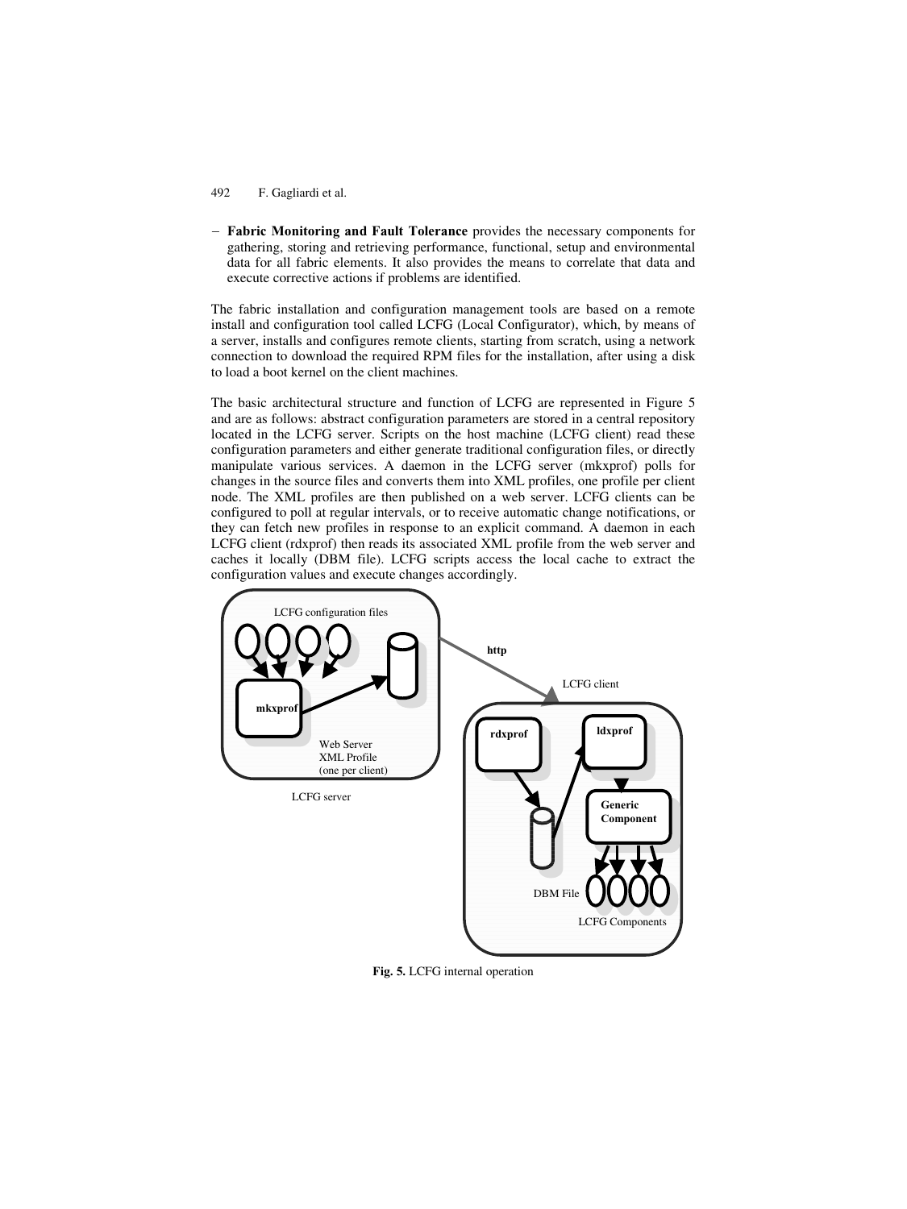− **Fabric Monitoring and Fault Tolerance** provides the necessary components for gathering, storing and retrieving performance, functional, setup and environmental data for all fabric elements. It also provides the means to correlate that data and execute corrective actions if problems are identified.

The fabric installation and configuration management tools are based on a remote install and configuration tool called LCFG (Local Configurator), which, by means of a server, installs and configures remote clients, starting from scratch, using a network connection to download the required RPM files for the installation, after using a disk to load a boot kernel on the client machines.

The basic architectural structure and function of LCFG are represented in Figure 5 and are as follows: abstract configuration parameters are stored in a central repository located in the LCFG server. Scripts on the host machine (LCFG client) read these configuration parameters and either generate traditional configuration files, or directly manipulate various services. A daemon in the LCFG server (mkxprof) polls for changes in the source files and converts them into XML profiles, one profile per client node. The XML profiles are then published on a web server. LCFG clients can be configured to poll at regular intervals, or to receive automatic change notifications, or they can fetch new profiles in response to an explicit command. A daemon in each LCFG client (rdxprof) then reads its associated XML profile from the web server and caches it locally (DBM file). LCFG scripts access the local cache to extract the configuration values and execute changes accordingly.

LCFG configuration files
mkxprof
Web Server
XML Profile
(one per client)
LCFG server
http
LCFG client
rdxprof
ldxprof
Generic Component
DBM File
LCFG Components

**Fig. 5.** LCFG internal operation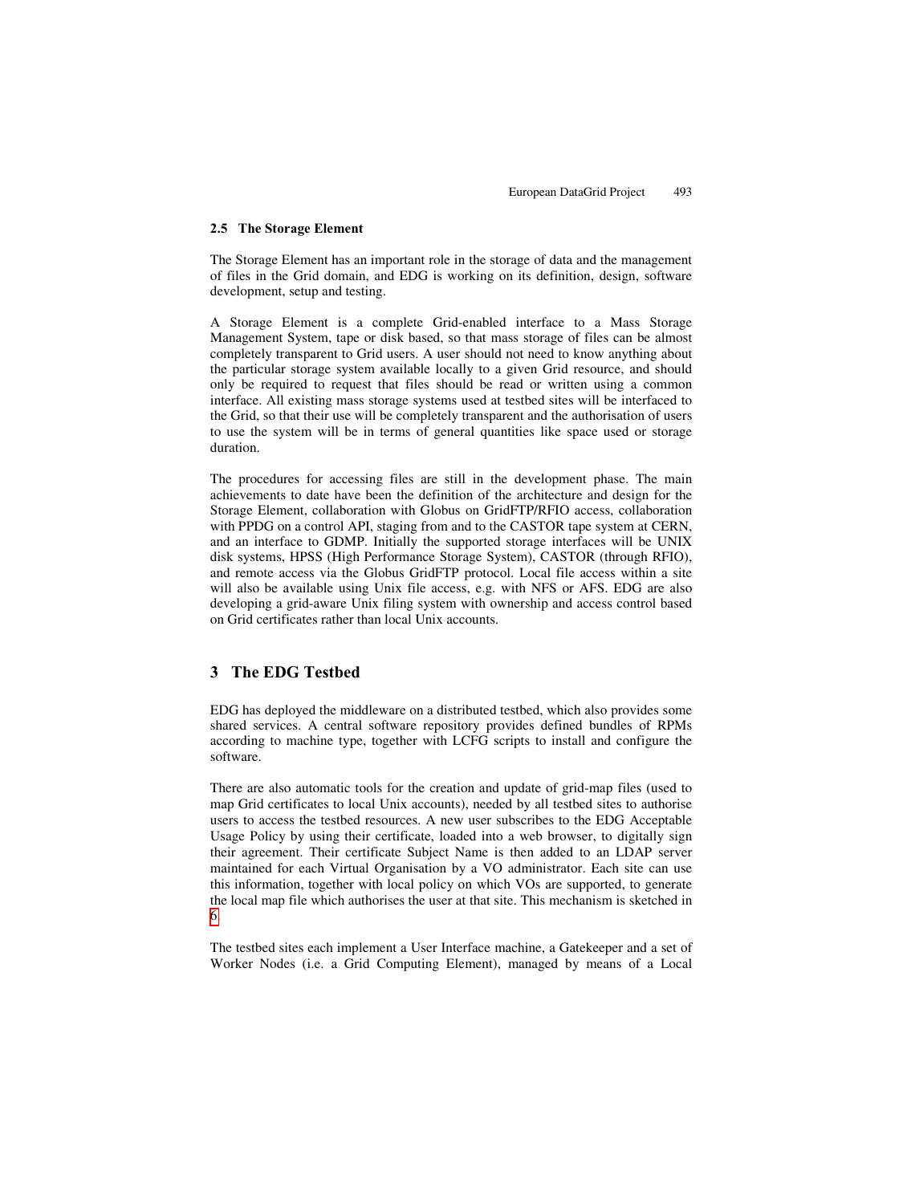### 2.5 The Storage Element

The Storage Element has an important role in the storage of data and the management of files in the Grid domain, and EDG is working on its definition, design, software development, setup and testing.

A Storage Element is a complete Grid-enabled interface to a Mass Storage Management System, tape or disk based, so that mass storage of files can be almost completely transparent to Grid users. A user should not need to know anything about the particular storage system available locally to a given Grid resource, and should only be required to request that files should be read or written using a common interface. All existing mass storage systems used at testbed sites will be interfaced to the Grid, so that their use will be completely transparent and the authorisation of users to use the system will be in terms of general quantities like space used or storage duration.

The procedures for accessing files are still in the development phase. The main achievements to date have been the definition of the architecture and design for the Storage Element, collaboration with Globus on GridFTP/RFIO access, collaboration with PPDG on a control API, staging from and to the CASTOR tape system at CERN, and an interface to GDMP. Initially the supported storage interfaces will be UNIX disk systems, HPSS (High Performance Storage System), CASTOR (through RFIO), and remote access via the Globus GridFTP protocol. Local file access within a site will also be available using Unix file access, e.g. with NFS or AFS. EDG are also developing a grid-aware Unix filing system with ownership and access control based on Grid certificates rather than local Unix accounts.

## 3 The EDG Testbed

EDG has deployed the middleware on a distributed testbed, which also provides some shared services. A central software repository provides defined bundles of RPMs according to machine type, together with LCFG scripts to install and configure the software.

There are also automatic tools for the creation and update of grid-map files (used to map Grid certificates to local Unix accounts), needed by all testbed sites to authorise users to access the testbed resources. A new user subscribes to the EDG Acceptable Usage Policy by using their certificate, loaded into a web browser, to digitally sign their agreement. Their certificate Subject Name is then added to an LDAP server maintained for each Virtual Organisation by a VO administrator. Each site can use this information, together with local policy on which VOs are supported, to generate the local map file which authorises the user at that site. This mechanism is sketched in 6.

The testbed sites each implement a User Interface machine, a Gatekeeper and a set of Worker Nodes (i.e. a Grid Computing Element), managed by means of a Local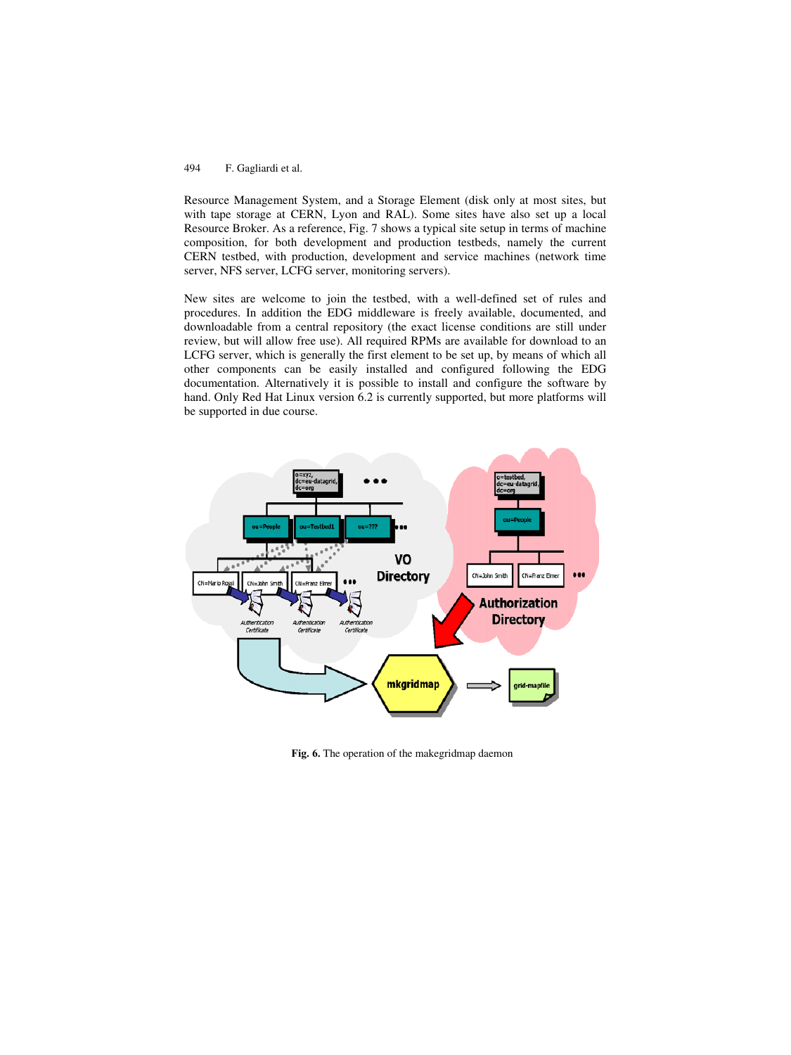Resource Management System, and a Storage Element (disk only at most sites, but with tape storage at CERN, Lyon and RAL). Some sites have also set up a local Resource Broker. As a reference, Fig. 7 shows a typical site setup in terms of machine composition, for both development and production testbeds, namely the current CERN testbed, with production, development and service machines (network time server, NFS server, LCFG server, monitoring servers).

New sites are welcome to join the testbed, with a well-defined set of rules and procedures. In addition the EDG middleware is freely available, documented, and downloadable from a central repository (the exact license conditions are still under review, but will allow free use). All required RPMs are available for download to an LCFG server, which is generally the first element to be set up, by means of which all other components can be easily installed and configured following the EDG documentation. Alternatively it is possible to install and configure the software by hand. Only Red Hat Linux version 6.2 is currently supported, but more platforms will be supported in due course.

o=xyz, dc=eu-datagrid, dc=org

ou=People

ou=Testbed1

ou=???

CN=Mario Rossi

CN=John Smith

CN=Franz Elmer

Authentication Certificate

Authentication Certificate

Authentication Certificate

VO Directory

o=testbed, dc=eu-datagrid, dc=org

ou=People

CN=John Smith

CN=Franz Elmer

Authorization Directory

mkgridmap

grid-mapfile

**Fig. 6.** The operation of the makegridmap daemon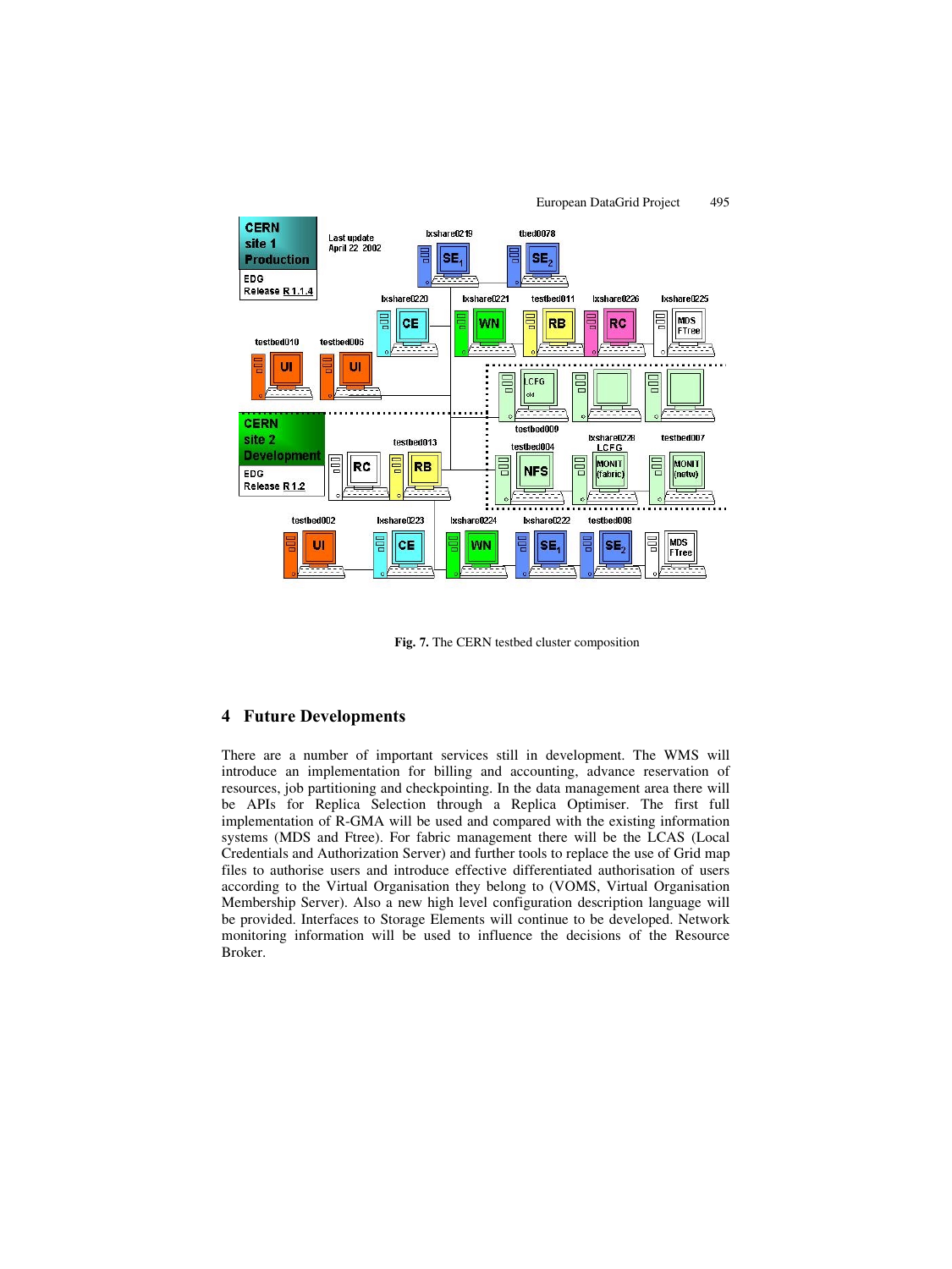**Fig. 7.** The CERN testbed cluster composition

## 4 Future Developments

There are a number of important services still in development. The WMS will introduce an implementation for billing and accounting, advance reservation of resources, job partitioning and checkpointing. In the data management area there will be APIs for Replica Selection through a Replica Optimiser. The first full implementation of R-GMA will be used and compared with the existing information systems (MDS and Ftree). For fabric management there will be the LCAS (Local Credentials and Authorization Server) and further tools to replace the use of Grid map files to authorise users and introduce effective differentiated authorisation of users according to the Virtual Organisation they belong to (VOMS, Virtual Organisation Membership Server). Also a new high level configuration description language will be provided. Interfaces to Storage Elements will continue to be developed. Network monitoring information will be used to influence the decisions of the Resource Broker.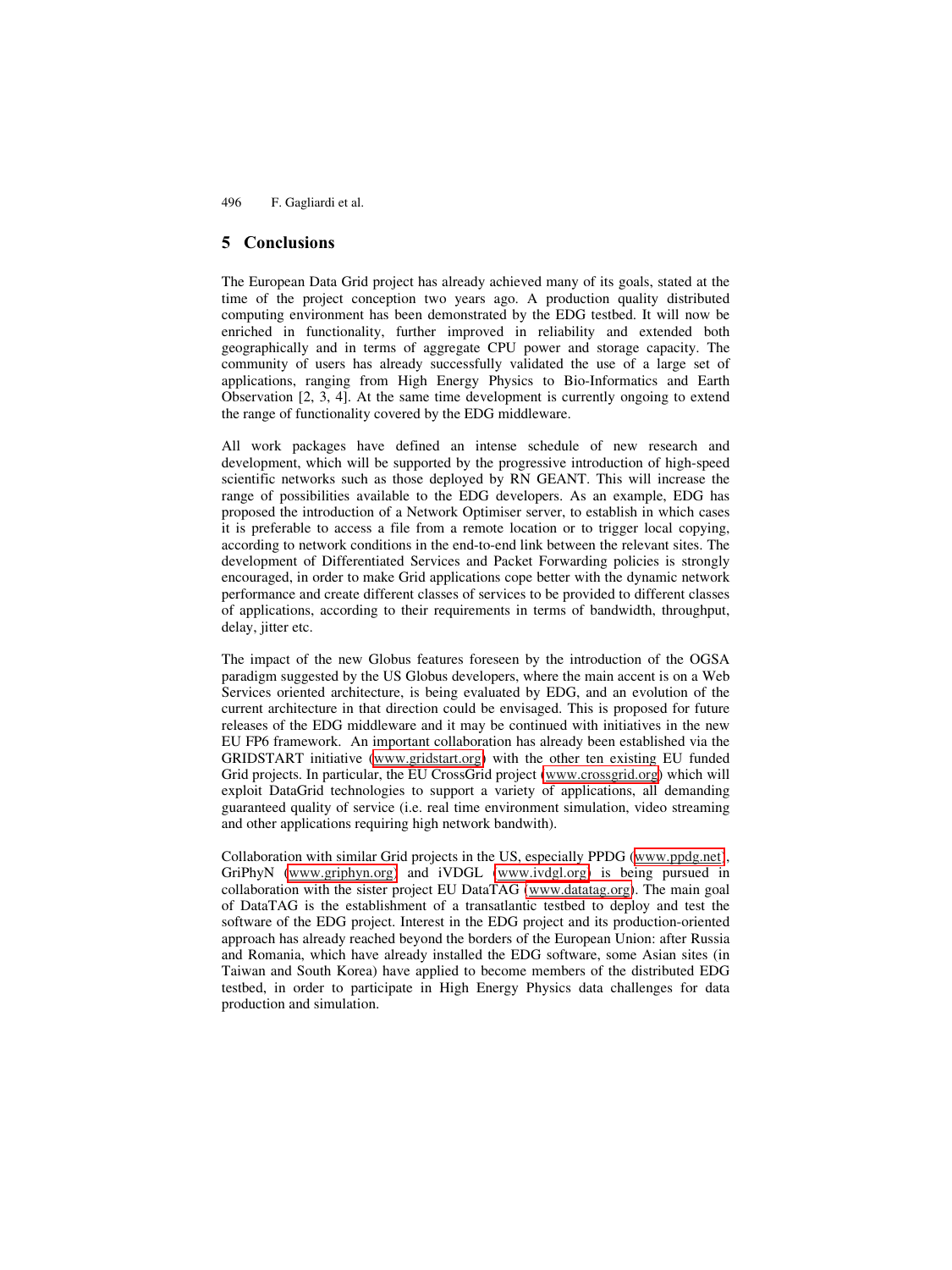## 5 Conclusions

The European Data Grid project has already achieved many of its goals, stated at the time of the project conception two years ago. A production quality distributed computing environment has been demonstrated by the EDG testbed. It will now be enriched in functionality, further improved in reliability and extended both geographically and in terms of aggregate CPU power and storage capacity. The community of users has already successfully validated the use of a large set of applications, ranging from High Energy Physics to Bio-Informatics and Earth Observation [2, 3, 4]. At the same time development is currently ongoing to extend the range of functionality covered by the EDG middleware.

All work packages have defined an intense schedule of new research and development, which will be supported by the progressive introduction of high-speed scientific networks such as those deployed by RN GEANT. This will increase the range of possibilities available to the EDG developers. As an example, EDG has proposed the introduction of a Network Optimiser server, to establish in which cases it is preferable to access a file from a remote location or to trigger local copying, according to network conditions in the end-to-end link between the relevant sites. The development of Differentiated Services and Packet Forwarding policies is strongly encouraged, in order to make Grid applications cope better with the dynamic network performance and create different classes of services to be provided to different classes of applications, according to their requirements in terms of bandwidth, throughput, delay, jitter etc.

The impact of the new Globus features foreseen by the introduction of the OGSA paradigm suggested by the US Globus developers, where the main accent is on a Web Services oriented architecture, is being evaluated by EDG, and an evolution of the current architecture in that direction could be envisaged. This is proposed for future releases of the EDG middleware and it may be continued with initiatives in the new EU FP6 framework. An important collaboration has already been established via the GRIDSTART initiative (www.gridstart.org) with the other ten existing EU funded Grid projects. In particular, the EU CrossGrid project (www.crossgrid.org) which will exploit DataGrid technologies to support a variety of applications, all demanding guaranteed quality of service (i.e. real time environment simulation, video streaming and other applications requiring high network bandwith).

Collaboration with similar Grid projects in the US, especially PPDG (www.ppdg.net), GriPhyN (www.griphyn.org) and iVDGL (www.ivdgl.org) is being pursued in collaboration with the sister project EU DataTAG (www.datatag.org). The main goal of DataTAG is the establishment of a transatlantic testbed to deploy and test the software of the EDG project. Interest in the EDG project and its production-oriented approach has already reached beyond the borders of the European Union: after Russia and Romania, which have already installed the EDG software, some Asian sites (in Taiwan and South Korea) have applied to become members of the distributed EDG testbed, in order to participate in High Energy Physics data challenges for data production and simulation.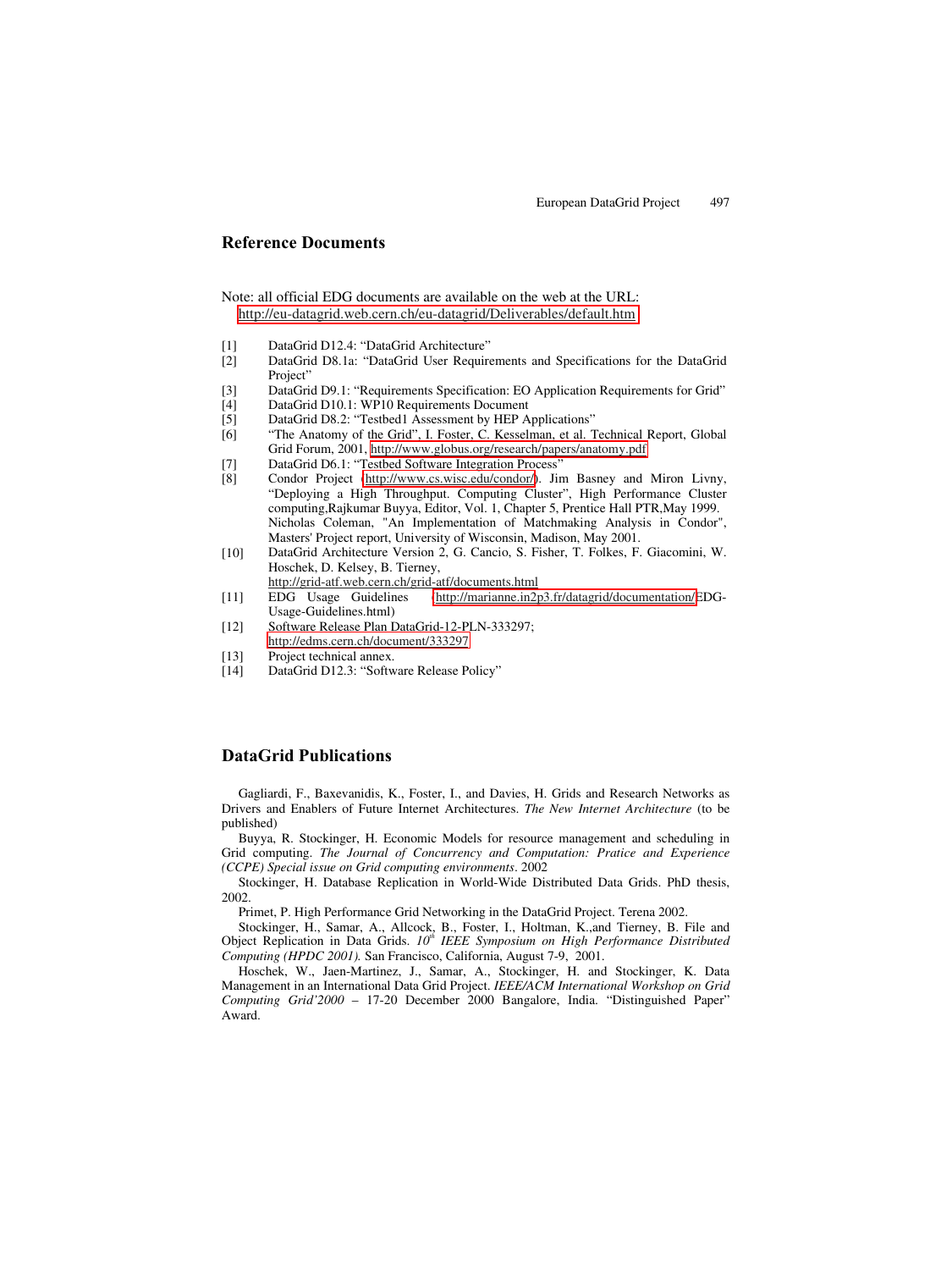## Reference Documents

Note: all official EDG documents are available on the web at the URL:
http://eu-datagrid.web.cern.ch/eu-datagrid/Deliverables/default.htm

[1] DataGrid D12.4: "DataGrid Architecture"

[2] DataGrid D8.1a: "DataGrid User Requirements and Specifications for the DataGrid Project"

[3] DataGrid D9.1: "Requirements Specification: EO Application Requirements for Grid"

[4] DataGrid D10.1: WP10 Requirements Document

[5] DataGrid D8.2: "Testbed1 Assessment by HEP Applications"

[6] "The Anatomy of the Grid", I. Foster, C. Kesselman, et al. Technical Report, Global Grid Forum, 2001, http://www.globus.org/research/papers/anatomy.pdf

[7] DataGrid D6.1: "Testbed Software Integration Process"

[8] Condor Project (http://www.cs.wisc.edu/condor/). Jim Basney and Miron Livny, "Deploying a High Throughput. Computing Cluster", High Performance Cluster computing,Rajkumar Buyya, Editor, Vol. 1, Chapter 5, Prentice Hall PTR,May 1999. Nicholas Coleman, "An Implementation of Matchmaking Analysis in Condor", Masters' Project report, University of Wisconsin, Madison, May 2001.

[10] DataGrid Architecture Version 2, G. Cancio, S. Fisher, T. Folkes, F. Giacomini, W. Hoschek, D. Kelsey, B. Tierney, http://grid-atf.web.cern.ch/grid-atf/documents.html

[11] EDG Usage Guidelines (http://marianne.in2p3.fr/datagrid/documentation/EDG-Usage-Guidelines.html)

[12] Software Release Plan DataGrid-12-PLN-333297; http://edms.cern.ch/document/333297

[13] Project technical annex.

[14] DataGrid D12.3: "Software Release Policy"

## DataGrid Publications

Gagliardi, F., Baxevanidis, K., Foster, I., and Davies, H. Grids and Research Networks as Drivers and Enablers of Future Internet Architectures. *The New Internet Architecture* (to be published)

Buyya, R. Stockinger, H. Economic Models for resource management and scheduling in Grid computing. *The Journal of Concurrency and Computation: Pratice and Experience (CCPE) Special issue on Grid computing environments*. 2002

Stockinger, H. Database Replication in World-Wide Distributed Data Grids. PhD thesis, 2002.

Primet, P. High Performance Grid Networking in the DataGrid Project. Terena 2002.

Stockinger, H., Samar, A., Allcock, B., Foster, I., Holtman, K.,and Tierney, B. File and Object Replication in Data Grids. *10th IEEE Symposium on High Performance Distributed Computing (HPDC 2001).* San Francisco, California, August 7-9, 2001.

Hoschek, W., Jaen-Martinez, J., Samar, A., Stockinger, H. and Stockinger, K. Data Management in an International Data Grid Project. *IEEE/ACM International Workshop on Grid Computing Grid'2000* – 17-20 December 2000 Bangalore, India. "Distinguished Paper" Award.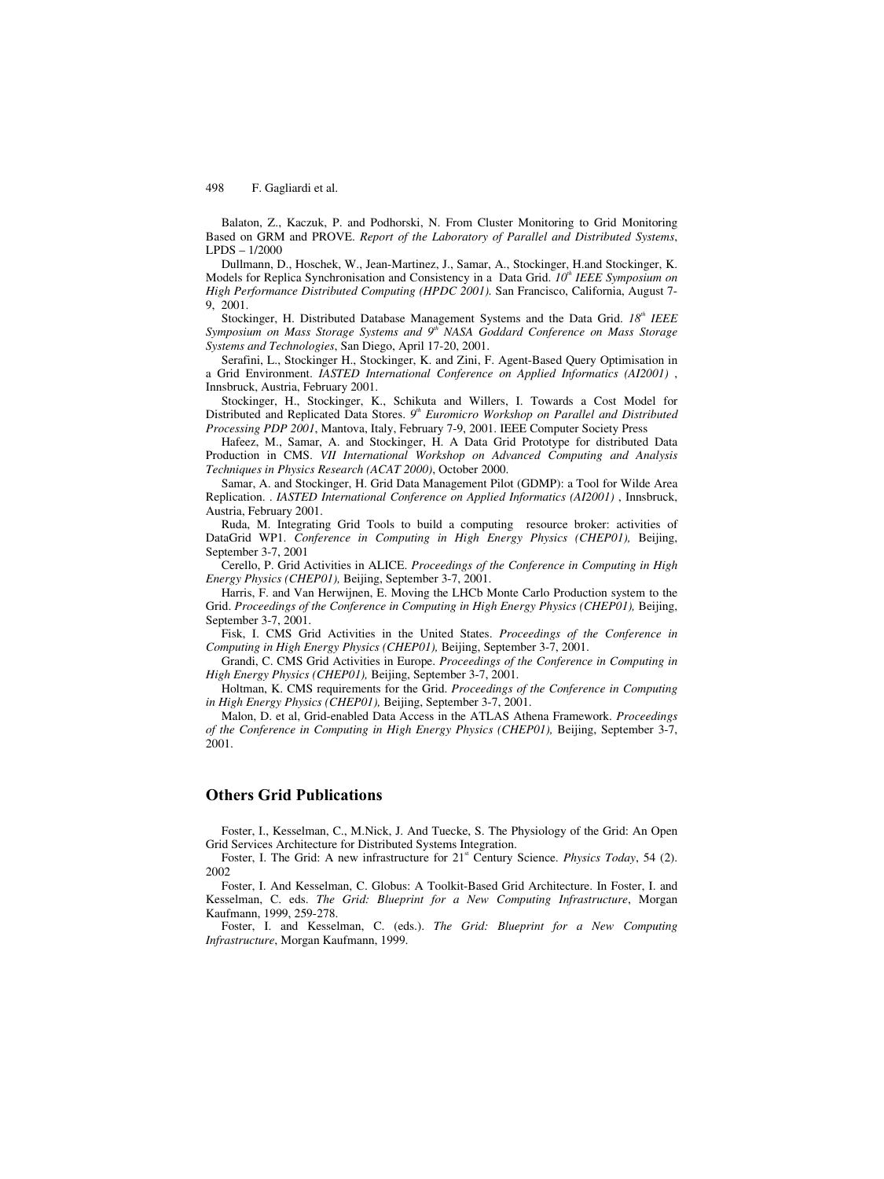Balaton, Z., Kaczuk, P. and Podhorski, N. From Cluster Monitoring to Grid Monitoring Based on GRM and PROVE. *Report of the Laboratory of Parallel and Distributed Systems*, LPDS – 1/2000

Dullmann, D., Hoschek, W., Jean-Martinez, J., Samar, A., Stockinger, H.and Stockinger, K. Models for Replica Synchronisation and Consistency in a Data Grid. *10th IEEE Symposium on High Performance Distributed Computing (HPDC 2001).* San Francisco, California, August 7-9, 2001.

Stockinger, H. Distributed Database Management Systems and the Data Grid. *18th IEEE Symposium on Mass Storage Systems and 9th NASA Goddard Conference on Mass Storage Systems and Technologies*, San Diego, April 17-20, 2001.

Serafini, L., Stockinger H., Stockinger, K. and Zini, F. Agent-Based Query Optimisation in a Grid Environment. *IASTED International Conference on Applied Informatics (AI2001)* , Innsbruck, Austria, February 2001.

Stockinger, H., Stockinger, K., Schikuta and Willers, I. Towards a Cost Model for Distributed and Replicated Data Stores. *9th Euromicro Workshop on Parallel and Distributed Processing PDP 2001*, Mantova, Italy, February 7-9, 2001. IEEE Computer Society Press

Hafeez, M., Samar, A. and Stockinger, H. A Data Grid Prototype for distributed Data Production in CMS. *VII International Workshop on Advanced Computing and Analysis Techniques in Physics Research (ACAT 2000)*, October 2000.

Samar, A. and Stockinger, H. Grid Data Management Pilot (GDMP): a Tool for Wilde Area Replication. . *IASTED International Conference on Applied Informatics (AI2001)* , Innsbruck, Austria, February 2001.

Ruda, M. Integrating Grid Tools to build a computing resource broker: activities of DataGrid WP1. *Conference in Computing in High Energy Physics (CHEP01),* Beijing, September 3-7, 2001

Cerello, P. Grid Activities in ALICE. *Proceedings of the Conference in Computing in High Energy Physics (CHEP01),* Beijing, September 3-7, 2001.

Harris, F. and Van Herwijnen, E. Moving the LHCb Monte Carlo Production system to the Grid. *Proceedings of the Conference in Computing in High Energy Physics (CHEP01),* Beijing, September 3-7, 2001.

Fisk, I. CMS Grid Activities in the United States. *Proceedings of the Conference in Computing in High Energy Physics (CHEP01),* Beijing, September 3-7, 2001.

Grandi, C. CMS Grid Activities in Europe. *Proceedings of the Conference in Computing in High Energy Physics (CHEP01),* Beijing, September 3-7, 2001.

Holtman, K. CMS requirements for the Grid. *Proceedings of the Conference in Computing in High Energy Physics (CHEP01),* Beijing, September 3-7, 2001.

Malon, D. et al, Grid-enabled Data Access in the ATLAS Athena Framework. *Proceedings of the Conference in Computing in High Energy Physics (CHEP01),* Beijing, September 3-7, 2001.

## Others Grid Publications

Foster, I., Kesselman, C., M.Nick, J. And Tuecke, S. The Physiology of the Grid: An Open Grid Services Architecture for Distributed Systems Integration.

Foster, I. The Grid: A new infrastructure for 21st Century Science. *Physics Today*, 54 (2). 2002

Foster, I. And Kesselman, C. Globus: A Toolkit-Based Grid Architecture. In Foster, I. and Kesselman, C. eds. *The Grid: Blueprint for a New Computing Infrastructure*, Morgan Kaufmann, 1999, 259-278.

Foster, I. and Kesselman, C. (eds.). *The Grid: Blueprint for a New Computing Infrastructure*, Morgan Kaufmann, 1999.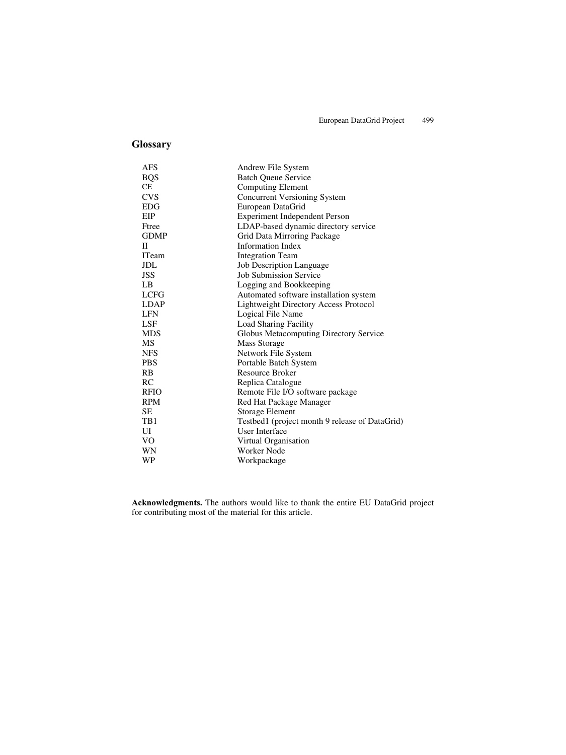## Glossary

| | |
|---|---|
| AFS | Andrew File System |
| BQS | Batch Queue Service |
| CE | Computing Element |
| CVS | Concurrent Versioning System |
| EDG | European DataGrid |
| EIP | Experiment Independent Person |
| Ftree | LDAP-based dynamic directory service |
| GDMP | Grid Data Mirroring Package |
| II | Information Index |
| ITeam | Integration Team |
| JDL | Job Description Language |
| JSS | Job Submission Service |
| LB | Logging and Bookkeeping |
| LCFG | Automated software installation system |
| LDAP | Lightweight Directory Access Protocol |
| LFN | Logical File Name |
| LSF | Load Sharing Facility |
| MDS | Globus Metacomputing Directory Service |
| MS | Mass Storage |
| NFS | Network File System |
| PBS | Portable Batch System |
| RB | Resource Broker |
| RC | Replica Catalogue |
| RFIO | Remote File I/O software package |
| RPM | Red Hat Package Manager |
| SE | Storage Element |
| TB1 | Testbed1 (project month 9 release of DataGrid) |
| UI | User Interface |
| VO | Virtual Organisation |
| WN | Worker Node |
| WP | Workpackage |

**Acknowledgments.** The authors would like to thank the entire EU DataGrid project for contributing most of the material for this article.